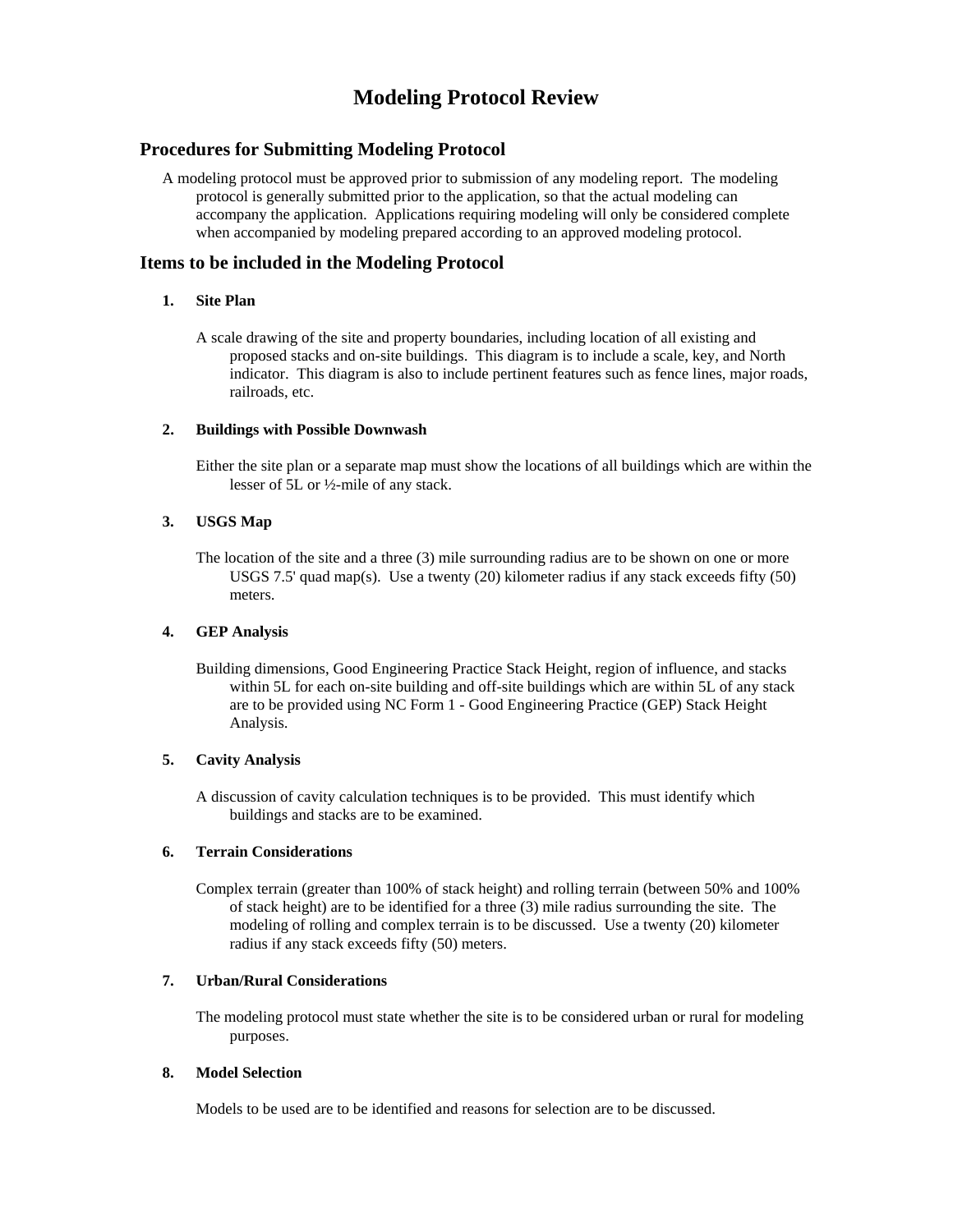# Modeling Protocol Review

## Procedures for Submitting Modeling Protocol

A modeling protocol must be approved prior to submission of any modeling report. The modeling protocol is generally submitted prior to the application, so that the actual modeling can accompany the application. Applications requiring modeling will only be considered complete when accompanied by modeling prepared according to an approved modeling protocol.

## Items to be included in the Modeling Protocol

### 1. Site Plan

A scale drawing of the site and property boundaries, including location of all existing and proposed stacks and on-site buildings. This diagram is to include a scale, key, and North indicator. This diagram is also to include pertinent features such as fence lines, major roads, railroads, etc.

### 2. Buildings with Possible Downwash

Either the site plan or a separate map must show the locations of all buildings which are within the lesser of 5L or ½-mile of any stack.

### 3. USGS Map

The location of the site and a three (3) mile surrounding radius are to be shown on one or more USGS 7.5' quad map(s). Use a twenty (20) kilometer radius if any stack exceeds fifty (50) meters.

### 4. GEP Analysis

Building dimensions, Good Engineering Practice Stack Height, region of influence, and stacks within 5L for each on-site building and off-site buildings which are within 5L of any stack are to be provided using NC Form 1 - Good Engineering Practice (GEP) Stack Height Analysis.

### 5. Cavity Analysis

A discussion of cavity calculation techniques is to be provided. This must identify which buildings and stacks are to be examined.

### 6. Terrain Considerations

Complex terrain (greater than 100% of stack height) and rolling terrain (between 50% and 100% of stack height) are to be identified for a three (3) mile radius surrounding the site. The modeling of rolling and complex terrain is to be discussed. Use a twenty (20) kilometer radius if any stack exceeds fifty (50) meters.

### 7. Urban/Rural Considerations

The modeling protocol must state whether the site is to be considered urban or rural for modeling purposes.

### 8. Model Selection

Models to be used are to be identified and reasons for selection are to be discussed.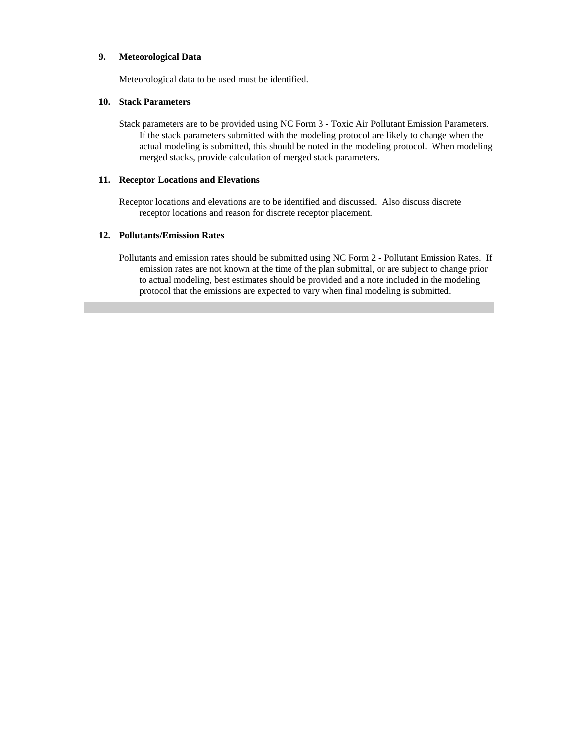**9. Meteorological Data**

Meteorological data to be used must be identified.

**10. Stack Parameters**

Stack parameters are to be provided using NC Form 3 - Toxic Air Pollutant Emission Parameters. If the stack parameters submitted with the modeling protocol are likely to change when the actual modeling is submitted, this should be noted in the modeling protocol. When modeling merged stacks, provide calculation of merged stack parameters.

**11. Receptor Locations and Elevations**

Receptor locations and elevations are to be identified and discussed. Also discuss discrete receptor locations and reason for discrete receptor placement.

**12. Pollutants/Emission Rates**

Pollutants and emission rates should be submitted using NC Form 2 - Pollutant Emission Rates. If emission rates are not known at the time of the plan submittal, or are subject to change prior to actual modeling, best estimates should be provided and a note included in the modeling protocol that the emissions are expected to vary when final modeling is submitted.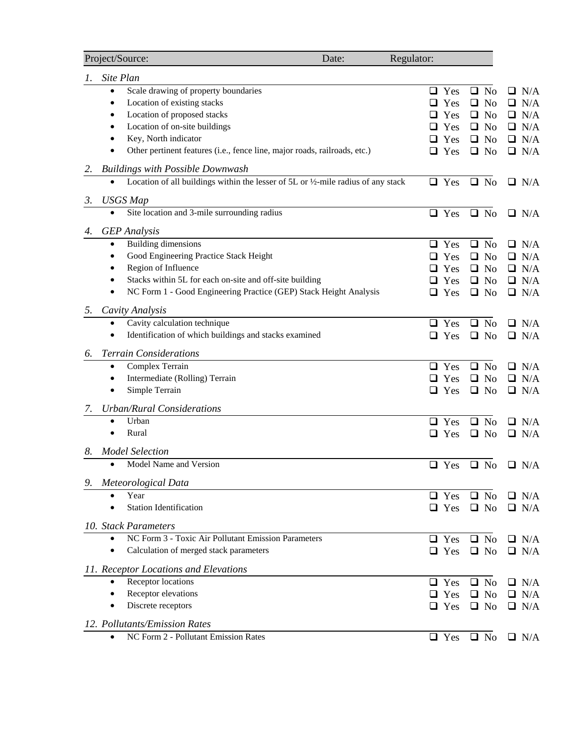| Project/Source: | Date: | Regulator: |
|---|---|---|

*1. Site Plan*

| | | | |
|---|---|---|---|
| • Scale drawing of property boundaries | ❑ Yes | ❑ No | ❑ N/A |
| • Location of existing stacks | ❑ Yes | ❑ No | ❑ N/A |
| • Location of proposed stacks | ❑ Yes | ❑ No | ❑ N/A |
| • Location of on-site buildings | ❑ Yes | ❑ No | ❑ N/A |
| • Key, North indicator | ❑ Yes | ❑ No | ❑ N/A |
| • Other pertinent features (i.e., fence line, major roads, railroads, etc.) | ❑ Yes | ❑ No | ❑ N/A |

*2. Buildings with Possible Downwash*

| | | | |
|---|---|---|---|
| • Location of all buildings within the lesser of 5L or ½-mile radius of any stack | ❑ Yes | ❑ No | ❑ N/A |

*3. USGS Map*

| | | | |
|---|---|---|---|
| • Site location and 3-mile surrounding radius | ❑ Yes | ❑ No | ❑ N/A |

*4. GEP Analysis*

| | | | |
|---|---|---|---|
| • Building dimensions | ❑ Yes | ❑ No | ❑ N/A |
| • Good Engineering Practice Stack Height | ❑ Yes | ❑ No | ❑ N/A |
| • Region of Influence | ❑ Yes | ❑ No | ❑ N/A |
| • Stacks within 5L for each on-site and off-site building | ❑ Yes | ❑ No | ❑ N/A |
| • NC Form 1 - Good Engineering Practice (GEP) Stack Height Analysis | ❑ Yes | ❑ No | ❑ N/A |

*5. Cavity Analysis*

| | | | |
|---|---|---|---|
| • Cavity calculation technique | ❑ Yes | ❑ No | ❑ N/A |
| • Identification of which buildings and stacks examined | ❑ Yes | ❑ No | ❑ N/A |

*6. Terrain Considerations*

| | | | |
|---|---|---|---|
| • Complex Terrain | ❑ Yes | ❑ No | ❑ N/A |
| • Intermediate (Rolling) Terrain | ❑ Yes | ❑ No | ❑ N/A |
| • Simple Terrain | ❑ Yes | ❑ No | ❑ N/A |

*7. Urban/Rural Considerations*

| | | | |
|---|---|---|---|
| • Urban | ❑ Yes | ❑ No | ❑ N/A |
| • Rural | ❑ Yes | ❑ No | ❑ N/A |

*8. Model Selection*

| | | | |
|---|---|---|---|
| • Model Name and Version | ❑ Yes | ❑ No | ❑ N/A |

*9. Meteorological Data*

| | | | |
|---|---|---|---|
| • Year | ❑ Yes | ❑ No | ❑ N/A |
| • Station Identification | ❑ Yes | ❑ No | ❑ N/A |

*10. Stack Parameters*

| | | | |
|---|---|---|---|
| • NC Form 3 - Toxic Air Pollutant Emission Parameters | ❑ Yes | ❑ No | ❑ N/A |
| • Calculation of merged stack parameters | ❑ Yes | ❑ No | ❑ N/A |

*11. Receptor Locations and Elevations*

| | | | |
|---|---|---|---|
| • Receptor locations | ❑ Yes | ❑ No | ❑ N/A |
| • Receptor elevations | ❑ Yes | ❑ No | ❑ N/A |
| • Discrete receptors | ❑ Yes | ❑ No | ❑ N/A |

*12. Pollutants/Emission Rates*

| | | | |
|---|---|---|---|
| • NC Form 2 - Pollutant Emission Rates | ❑ Yes | ❑ No | ❑ N/A |